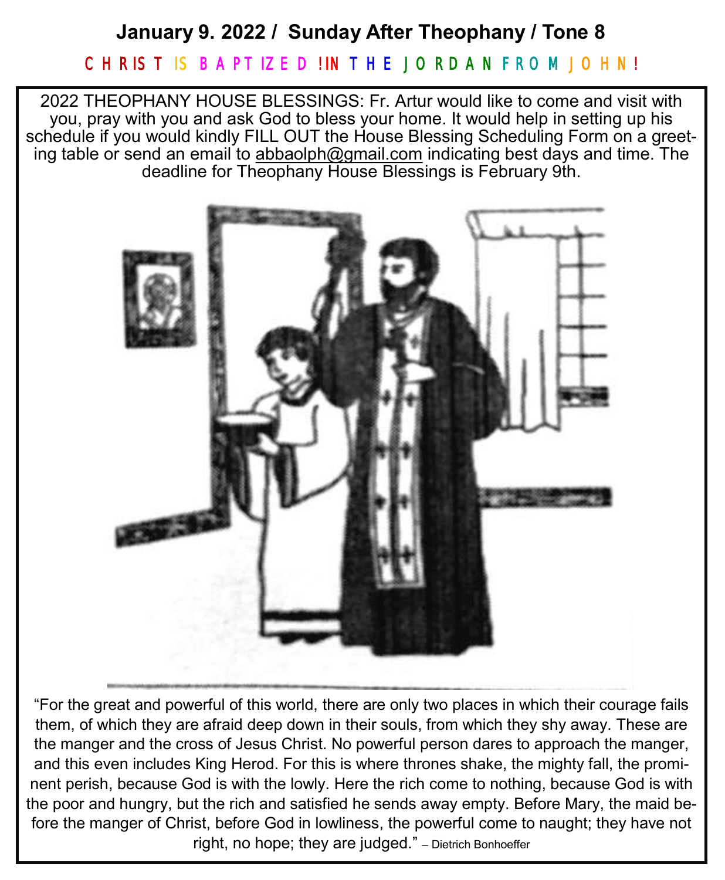# January 9. 2022 / Sunday After Theophany / Tone 8

**CHRIST IS BAPTIZED! IN THE JORDAN FROM JOHN!**

2022 THEOPHANY HOUSE BLESSINGS: Fr. Artur would like to come and visit with you, pray with you and ask God to bless your home. It would help in setting up his schedule if you would kindly FILL OUT the House Blessing Scheduling Form on a greeting table or send an email to abbaolph@gmail.com indicating best days and time. The deadline for Theophany House Blessings is February 9th.

"For the great and powerful of this world, there are only two places in which their courage fails them, of which they are afraid deep down in their souls, from which they shy away. These are the manger and the cross of Jesus Christ. No powerful person dares to approach the manger, and this even includes King Herod. For this is where thrones shake, the mighty fall, the prominent perish, because God is with the lowly. Here the rich come to nothing, because God is with the poor and hungry, but the rich and satisfied he sends away empty. Before Mary, the maid before the manger of Christ, before God in lowliness, the powerful come to naught; they have not right, no hope; they are judged." – Dietrich Bonhoeffer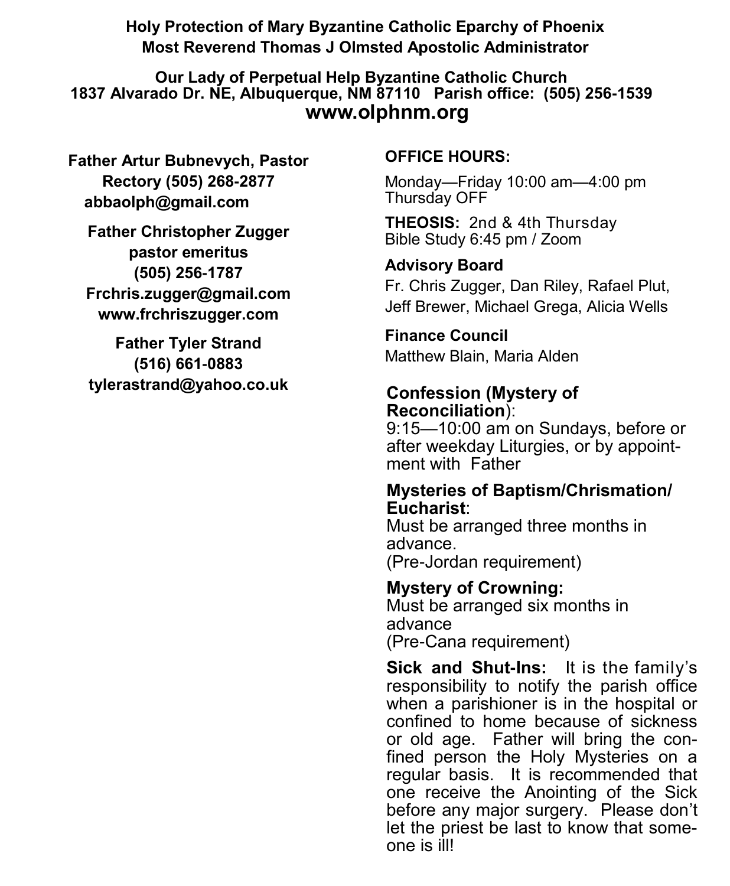**Holy Protection of Mary Byzantine Catholic Eparchy of Phoenix**
**Most Reverend Thomas J Olmsted Apostolic Administrator**

**Our Lady of Perpetual Help Byzantine Catholic Church**
**1837 Alvarado Dr. NE, Albuquerque, NM 87110 Parish office: (505) 256-1539**
**www.olphnm.org**

**Father Artur Bubnevych, Pastor**
**Rectory (505) 268-2877**
**abbaolph@gmail.com**

**Father Christopher Zugger**
**pastor emeritus**
**(505) 256-1787**
**Frchris.zugger@gmail.com**
**www.frchriszugger.com**

**Father Tyler Strand**
**(516) 661-0883**
**tylerastrand@yahoo.co.uk**

**OFFICE HOURS:**

Monday—Friday 10:00 am—4:00 pm
Thursday OFF

**THEOSIS:** 2nd & 4th Thursday
Bible Study 6:45 pm / Zoom

**Advisory Board**
Fr. Chris Zugger, Dan Riley, Rafael Plut, Jeff Brewer, Michael Grega, Alicia Wells

**Finance Council**
Matthew Blain, Maria Alden

**Confession (Mystery of Reconciliation)**:
9:15—10:00 am on Sundays, before or after weekday Liturgies, or by appointment with Father

**Mysteries of Baptism/Chrismation/Eucharist**:
Must be arranged three months in advance.
(Pre-Jordan requirement)

**Mystery of Crowning:**
Must be arranged six months in advance
(Pre-Cana requirement)

**Sick and Shut-Ins:** It is the family's responsibility to notify the parish office when a parishioner is in the hospital or confined to home because of sickness or old age. Father will bring the confined person the Holy Mysteries on a regular basis. It is recommended that one receive the Anointing of the Sick before any major surgery. Please don't let the priest be last to know that someone is ill!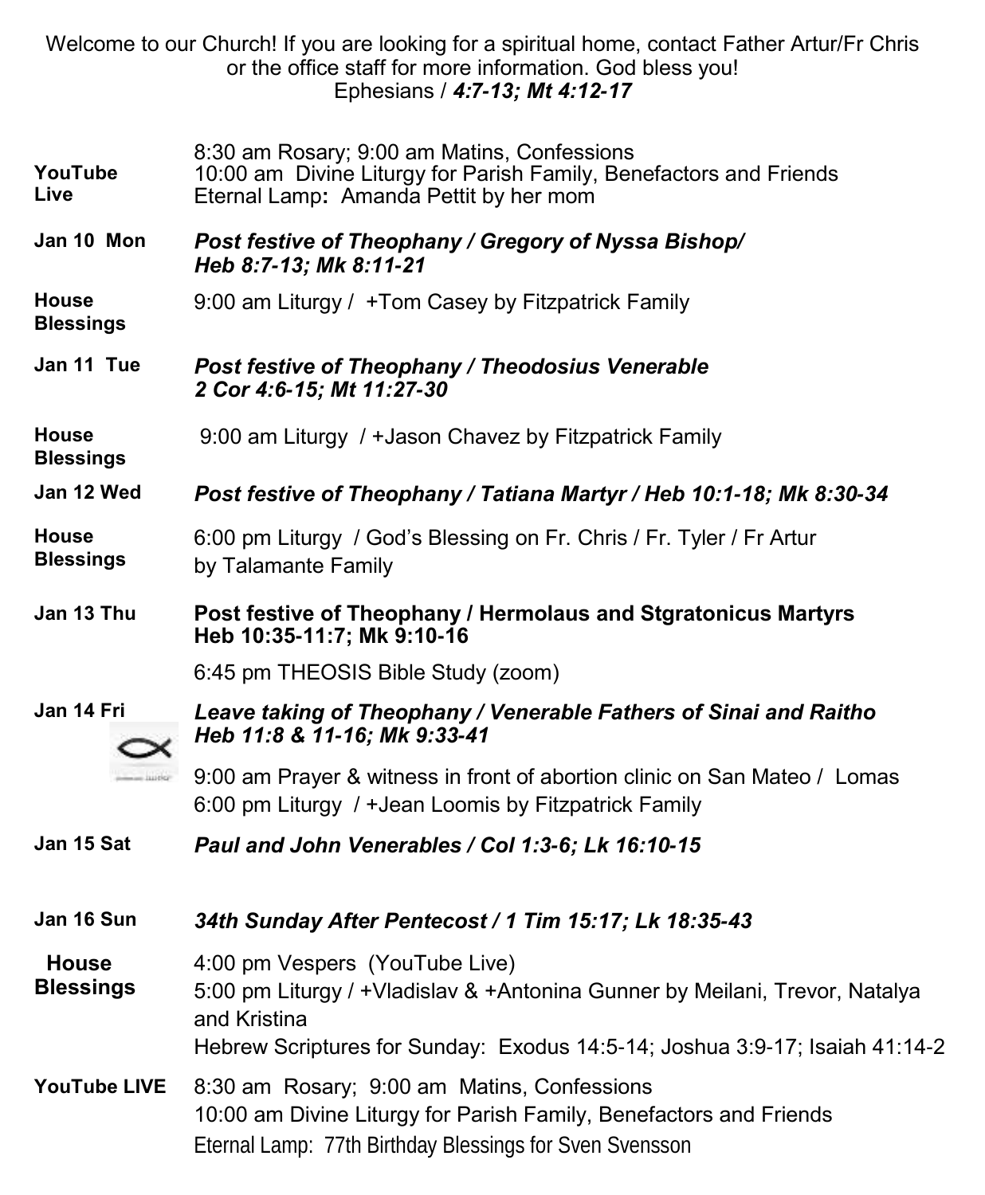Welcome to our Church! If you are looking for a spiritual home, contact Father Artur/Fr Chris or the office staff for more information. God bless you!
Ephesians / ***4:7-13; Mt 4:12-17***

| | |
|---|---|
| **YouTube Live** | 8:30 am Rosary; 9:00 am Matins, Confessions<br>10:00 am Divine Liturgy for Parish Family, Benefactors and Friends<br>Eternal Lamp**:** Amanda Pettit by her mom |
| **Jan 10 Mon** | ***Post festive of Theophany / Gregory of Nyssa Bishop/ Heb 8:7-13; Mk 8:11-21*** |
| **House Blessings** | 9:00 am Liturgy / +Tom Casey by Fitzpatrick Family |
| **Jan 11 Tue** | ***Post festive of Theophany / Theodosius Venerable 2 Cor 4:6-15; Mt 11:27-30*** |
| **House Blessings** | 9:00 am Liturgy / +Jason Chavez by Fitzpatrick Family |
| **Jan 12 Wed** | ***Post festive of Theophany / Tatiana Martyr / Heb 10:1-18; Mk 8:30-34*** |
| **House Blessings** | 6:00 pm Liturgy / God's Blessing on Fr. Chris / Fr. Tyler / Fr Artur by Talamante Family |
| **Jan 13 Thu** | **Post festive of Theophany / Hermolaus and Stgratonicus Martyrs Heb 10:35-11:7; Mk 9:10-16** |
| | 6:45 pm THEOSIS Bible Study (zoom) |
| **Jan 14 Fri** | ***Leave taking of Theophany / Venerable Fathers of Sinai and Raitho Heb 11:8 & 11-16; Mk 9:33-41*** |
| | 9:00 am Prayer & witness in front of abortion clinic on San Mateo / Lomas<br>6:00 pm Liturgy / +Jean Loomis by Fitzpatrick Family |
| **Jan 15 Sat** | ***Paul and John Venerables / Col 1:3-6; Lk 16:10-15*** |
| **Jan 16 Sun** | ***34th Sunday After Pentecost / 1 Tim 15:17; Lk 18:35-43*** |
| **House Blessings** | 4:00 pm Vespers (YouTube Live)<br>5:00 pm Liturgy / +Vladislav & +Antonina Gunner by Meilani, Trevor, Natalya and Kristina<br>Hebrew Scriptures for Sunday: Exodus 14:5-14; Joshua 3:9-17; Isaiah 41:14-2 |
| **YouTube LIVE** | 8:30 am Rosary; 9:00 am Matins, Confessions<br>10:00 am Divine Liturgy for Parish Family, Benefactors and Friends<br>Eternal Lamp: 77th Birthday Blessings for Sven Svensson |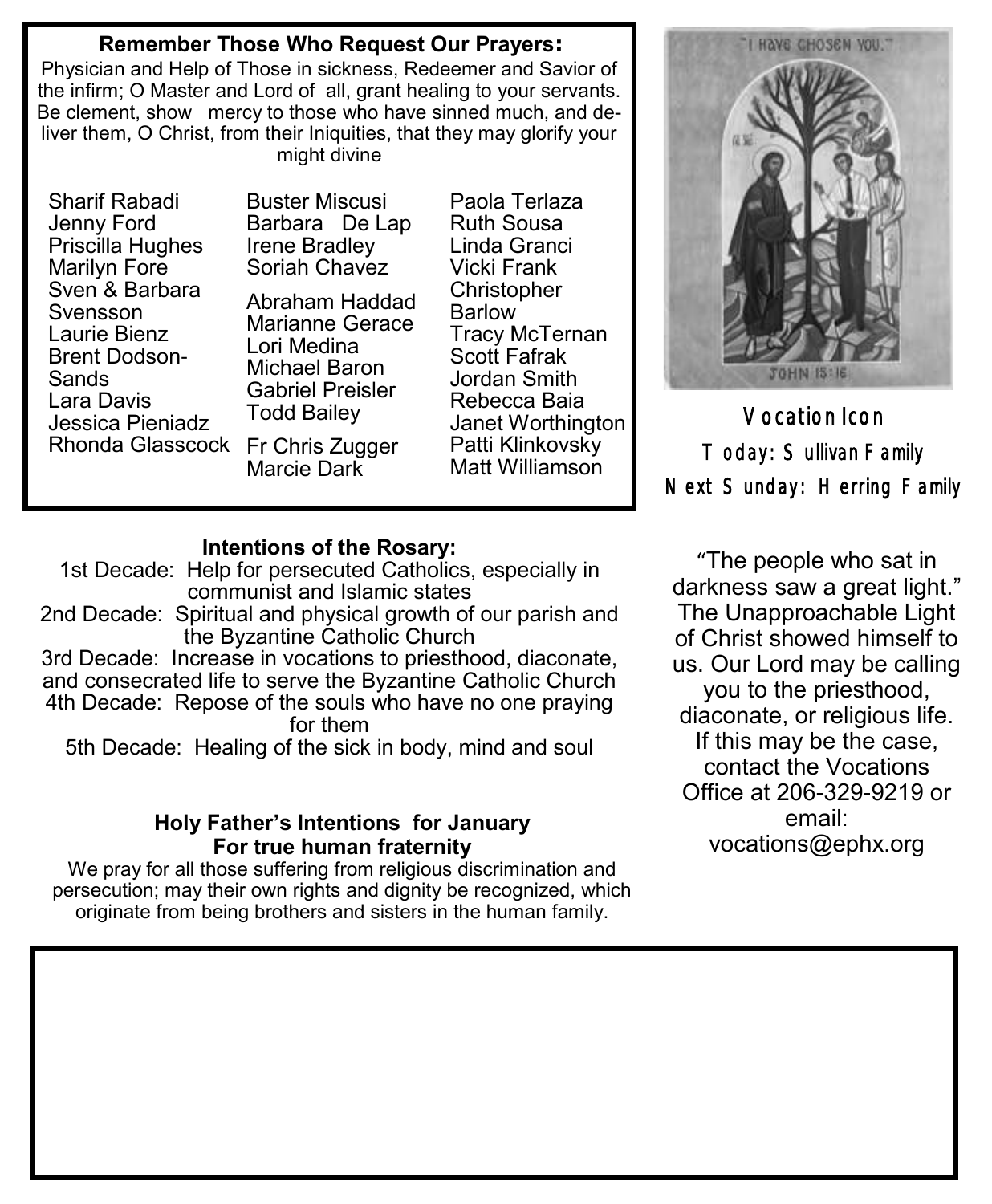**Remember Those Who Request Our Prayers:**

Physician and Help of Those in sickness, Redeemer and Savior of the infirm; O Master and Lord of all, grant healing to your servants. Be clement, show mercy to those who have sinned much, and deliver them, O Christ, from their Iniquities, that they may glorify your might divine

Sharif Rabadi
Jenny Ford
Priscilla Hughes
Marilyn Fore
Sven & Barbara Svensson
Laurie Bienz
Brent Dodson-Sands
Lara Davis
Jessica Pieniadz
Rhonda Glasscock

Buster Miscusi
Barbara De Lap
Irene Bradley
Soriah Chavez

Abraham Haddad
Marianne Gerace
Lori Medina
Michael Baron
Gabriel Preisler
Todd Bailey

Fr Chris Zugger
Marcie Dark

Paola Terlaza
Ruth Sousa
Linda Granci
Vicki Frank
Christopher Barlow
Tracy McTernan
Scott Fafrak
Jordan Smith
Rebecca Baia
Janet Worthington
Patti Klinkovsky
Matt Williamson

**Vocation Icon**

Today: Sullivan Family

Next Sunday: Herring Family

**Intentions of the Rosary:**

1st Decade: Help for persecuted Catholics, especially in communist and Islamic states

2nd Decade: Spiritual and physical growth of our parish and the Byzantine Catholic Church

3rd Decade: Increase in vocations to priesthood, diaconate, and consecrated life to serve the Byzantine Catholic Church

4th Decade: Repose of the souls who have no one praying for them

5th Decade: Healing of the sick in body, mind and soul

"The people who sat in darkness saw a great light." The Unapproachable Light of Christ showed himself to us. Our Lord may be calling you to the priesthood, diaconate, or religious life. If this may be the case, contact the Vocations Office at 206-329-9219 or email: vocations@ephx.org

**Holy Father's Intentions for January**
**For true human fraternity**

We pray for all those suffering from religious discrimination and persecution; may their own rights and dignity be recognized, which originate from being brothers and sisters in the human family.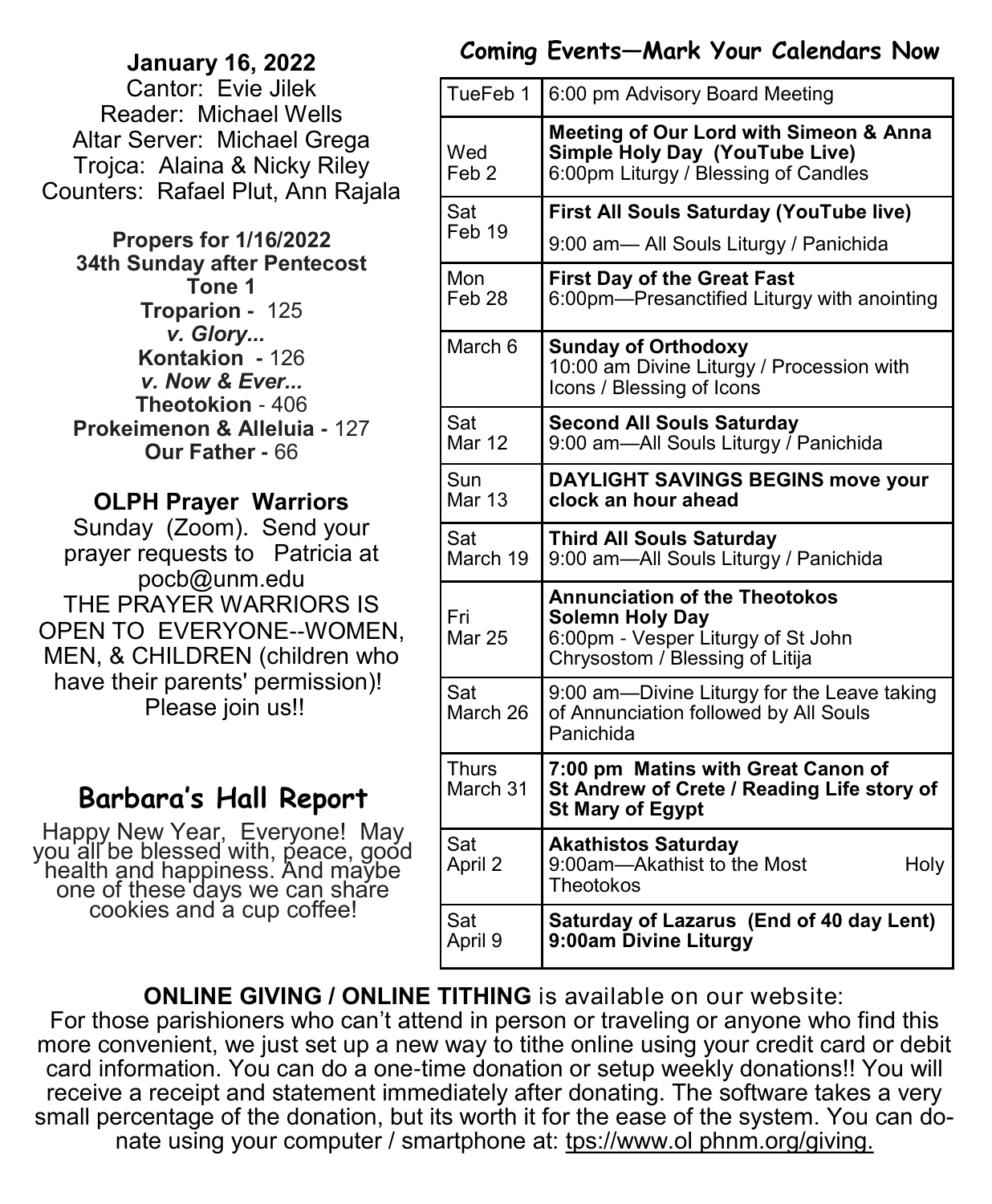**January 16, 2022**

Cantor: Evie Jilek
Reader: Michael Wells
Altar Server: Michael Grega
Trojca: Alaina & Nicky Riley
Counters: Rafael Plut, Ann Rajala

**Propers for 1/16/2022**
**34th Sunday after Pentecost**
**Tone 1**
**Troparion -** 125
***v. Glory...***
**Kontakion -** 126
***v. Now & Ever...***
**Theotokion** - 406
**Prokeimenon & Alleluia -** 127
**Our Father -** 66

**OLPH Prayer Warriors**

Sunday (Zoom). Send your prayer requests to Patricia at pocb@unm.edu
THE PRAYER WARRIORS IS OPEN TO EVERYONE--WOMEN, MEN, & CHILDREN (children who have their parents' permission)! Please join us!!

## Barbara's Hall Report

Happy New Year, Everyone! May you all be blessed with, peace, good health and happiness. And maybe one of these days we can share cookies and a cup coffee!

## Coming Events—Mark Your Calendars Now

| | |
|---|---|
| TueFeb 1 | 6:00 pm Advisory Board Meeting |
| Wed Feb 2 | **Meeting of Our Lord with Simeon & Anna Simple Holy Day (YouTube Live)** 6:00pm Liturgy / Blessing of Candles |
| Sat Feb 19 | **First All Souls Saturday (YouTube live)** 9:00 am— All Souls Liturgy / Panichida |
| Mon Feb 28 | **First Day of the Great Fast** 6:00pm—Presanctified Liturgy with anointing |
| March 6 | **Sunday of Orthodoxy** 10:00 am Divine Liturgy / Procession with Icons / Blessing of Icons |
| Sat Mar 12 | **Second All Souls Saturday** 9:00 am—All Souls Liturgy / Panichida |
| Sun Mar 13 | **DAYLIGHT SAVINGS BEGINS move your clock an hour ahead** |
| Sat March 19 | **Third All Souls Saturday** 9:00 am—All Souls Liturgy / Panichida |
| Fri Mar 25 | **Annunciation of the Theotokos Solemn Holy Day** 6:00pm - Vesper Liturgy of St John Chrysostom / Blessing of Litija |
| Sat March 26 | 9:00 am—Divine Liturgy for the Leave taking of Annunciation followed by All Souls Panichida |
| Thurs March 31 | **7:00 pm Matins with Great Canon of St Andrew of Crete / Reading Life story of St Mary of Egypt** |
| Sat April 2 | **Akathistos Saturday** 9:00am—Akathist to the Most Holy Theotokos |
| Sat April 9 | **Saturday of Lazarus (End of 40 day Lent) 9:00am Divine Liturgy** |

**ONLINE GIVING / ONLINE TITHING** is available on our website:
For those parishioners who can't attend in person or traveling or anyone who find this more convenient, we just set up a new way to tithe online using your credit card or debit card information. You can do a one-time donation or setup weekly donations!! You will receive a receipt and statement immediately after donating. The software takes a very small percentage of the donation, but its worth it for the ease of the system. You can donate using your computer / smartphone at: tps://www.ol phnm.org/giving.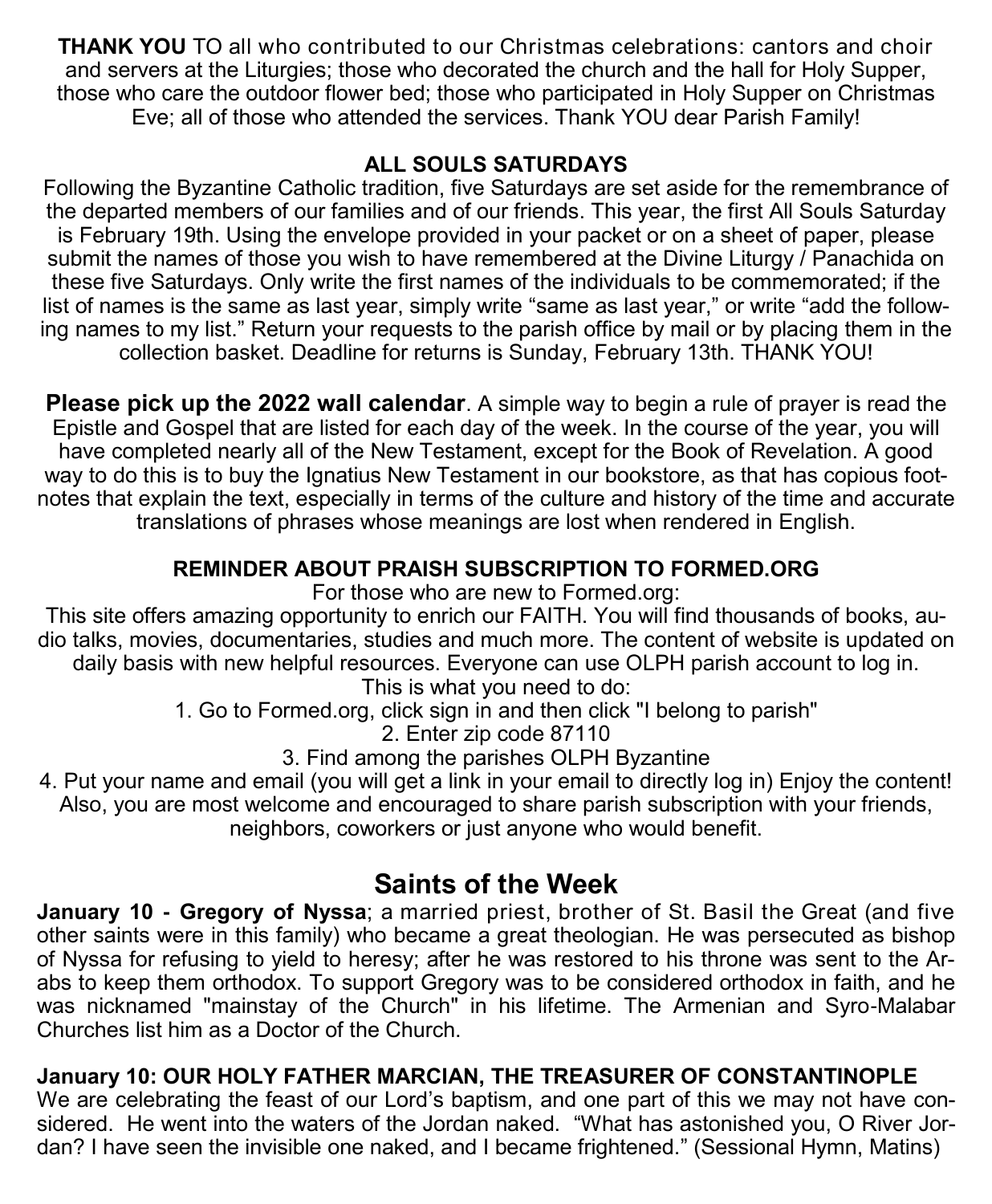**THANK YOU** TO all who contributed to our Christmas celebrations: cantors and choir and servers at the Liturgies; those who decorated the church and the hall for Holy Supper, those who care the outdoor flower bed; those who participated in Holy Supper on Christmas Eve; all of those who attended the services. Thank YOU dear Parish Family!

**ALL SOULS SATURDAYS**

Following the Byzantine Catholic tradition, five Saturdays are set aside for the remembrance of the departed members of our families and of our friends. This year, the first All Souls Saturday is February 19th. Using the envelope provided in your packet or on a sheet of paper, please submit the names of those you wish to have remembered at the Divine Liturgy / Panachida on these five Saturdays. Only write the first names of the individuals to be commemorated; if the list of names is the same as last year, simply write "same as last year," or write "add the following names to my list." Return your requests to the parish office by mail or by placing them in the collection basket. Deadline for returns is Sunday, February 13th. THANK YOU!

**Please pick up the 2022 wall calendar**. A simple way to begin a rule of prayer is read the Epistle and Gospel that are listed for each day of the week. In the course of the year, you will have completed nearly all of the New Testament, except for the Book of Revelation. A good way to do this is to buy the Ignatius New Testament in our bookstore, as that has copious footnotes that explain the text, especially in terms of the culture and history of the time and accurate translations of phrases whose meanings are lost when rendered in English.

**REMINDER ABOUT PRAISH SUBSCRIPTION TO FORMED.ORG**

For those who are new to Formed.org:

This site offers amazing opportunity to enrich our FAITH. You will find thousands of books, audio talks, movies, documentaries, studies and much more. The content of website is updated on daily basis with new helpful resources. Everyone can use OLPH parish account to log in.

This is what you need to do:

1. Go to Formed.org, click sign in and then click "I belong to parish"
2. Enter zip code 87110
3. Find among the parishes OLPH Byzantine
4. Put your name and email (you will get a link in your email to directly log in) Enjoy the content!

Also, you are most welcome and encouraged to share parish subscription with your friends, neighbors, coworkers or just anyone who would benefit.

## Saints of the Week

**January 10 - Gregory of Nyssa**; a married priest, brother of St. Basil the Great (and five other saints were in this family) who became a great theologian. He was persecuted as bishop of Nyssa for refusing to yield to heresy; after he was restored to his throne was sent to the Arabs to keep them orthodox. To support Gregory was to be considered orthodox in faith, and he was nicknamed "mainstay of the Church" in his lifetime. The Armenian and Syro-Malabar Churches list him as a Doctor of the Church.

**January 10: OUR HOLY FATHER MARCIAN, THE TREASURER OF CONSTANTINOPLE**

We are celebrating the feast of our Lord's baptism, and one part of this we may not have considered. He went into the waters of the Jordan naked. "What has astonished you, O River Jordan? I have seen the invisible one naked, and I became frightened." (Sessional Hymn, Matins)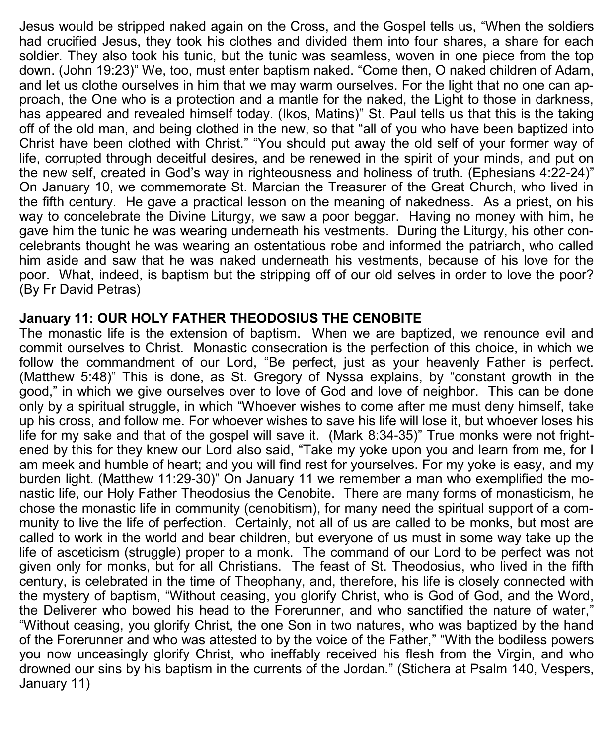Jesus would be stripped naked again on the Cross, and the Gospel tells us, "When the soldiers had crucified Jesus, they took his clothes and divided them into four shares, a share for each soldier. They also took his tunic, but the tunic was seamless, woven in one piece from the top down. (John 19:23)" We, too, must enter baptism naked. "Come then, O naked children of Adam, and let us clothe ourselves in him that we may warm ourselves. For the light that no one can approach, the One who is a protection and a mantle for the naked, the Light to those in darkness, has appeared and revealed himself today. (Ikos, Matins)" St. Paul tells us that this is the taking off of the old man, and being clothed in the new, so that "all of you who have been baptized into Christ have been clothed with Christ." "You should put away the old self of your former way of life, corrupted through deceitful desires, and be renewed in the spirit of your minds, and put on the new self, created in God's way in righteousness and holiness of truth. (Ephesians 4:22-24)" On January 10, we commemorate St. Marcian the Treasurer of the Great Church, who lived in the fifth century. He gave a practical lesson on the meaning of nakedness. As a priest, on his way to concelebrate the Divine Liturgy, we saw a poor beggar. Having no money with him, he gave him the tunic he was wearing underneath his vestments. During the Liturgy, his other concelebrants thought he was wearing an ostentatious robe and informed the patriarch, who called him aside and saw that he was naked underneath his vestments, because of his love for the poor. What, indeed, is baptism but the stripping off of our old selves in order to love the poor? (By Fr David Petras)

**January 11: OUR HOLY FATHER THEODOSIUS THE CENOBITE**

The monastic life is the extension of baptism. When we are baptized, we renounce evil and commit ourselves to Christ. Monastic consecration is the perfection of this choice, in which we follow the commandment of our Lord, "Be perfect, just as your heavenly Father is perfect. (Matthew 5:48)" This is done, as St. Gregory of Nyssa explains, by "constant growth in the good," in which we give ourselves over to love of God and love of neighbor. This can be done only by a spiritual struggle, in which "Whoever wishes to come after me must deny himself, take up his cross, and follow me. For whoever wishes to save his life will lose it, but whoever loses his life for my sake and that of the gospel will save it. (Mark 8:34-35)" True monks were not frightened by this for they knew our Lord also said, "Take my yoke upon you and learn from me, for I am meek and humble of heart; and you will find rest for yourselves. For my yoke is easy, and my burden light. (Matthew 11:29-30)" On January 11 we remember a man who exemplified the monastic life, our Holy Father Theodosius the Cenobite. There are many forms of monasticism, he chose the monastic life in community (cenobitism), for many need the spiritual support of a community to live the life of perfection. Certainly, not all of us are called to be monks, but most are called to work in the world and bear children, but everyone of us must in some way take up the life of asceticism (struggle) proper to a monk. The command of our Lord to be perfect was not given only for monks, but for all Christians. The feast of St. Theodosius, who lived in the fifth century, is celebrated in the time of Theophany, and, therefore, his life is closely connected with the mystery of baptism, "Without ceasing, you glorify Christ, who is God of God, and the Word, the Deliverer who bowed his head to the Forerunner, and who sanctified the nature of water," "Without ceasing, you glorify Christ, the one Son in two natures, who was baptized by the hand of the Forerunner and who was attested to by the voice of the Father," "With the bodiless powers you now unceasingly glorify Christ, who ineffably received his flesh from the Virgin, and who drowned our sins by his baptism in the currents of the Jordan." (Stichera at Psalm 140, Vespers, January 11)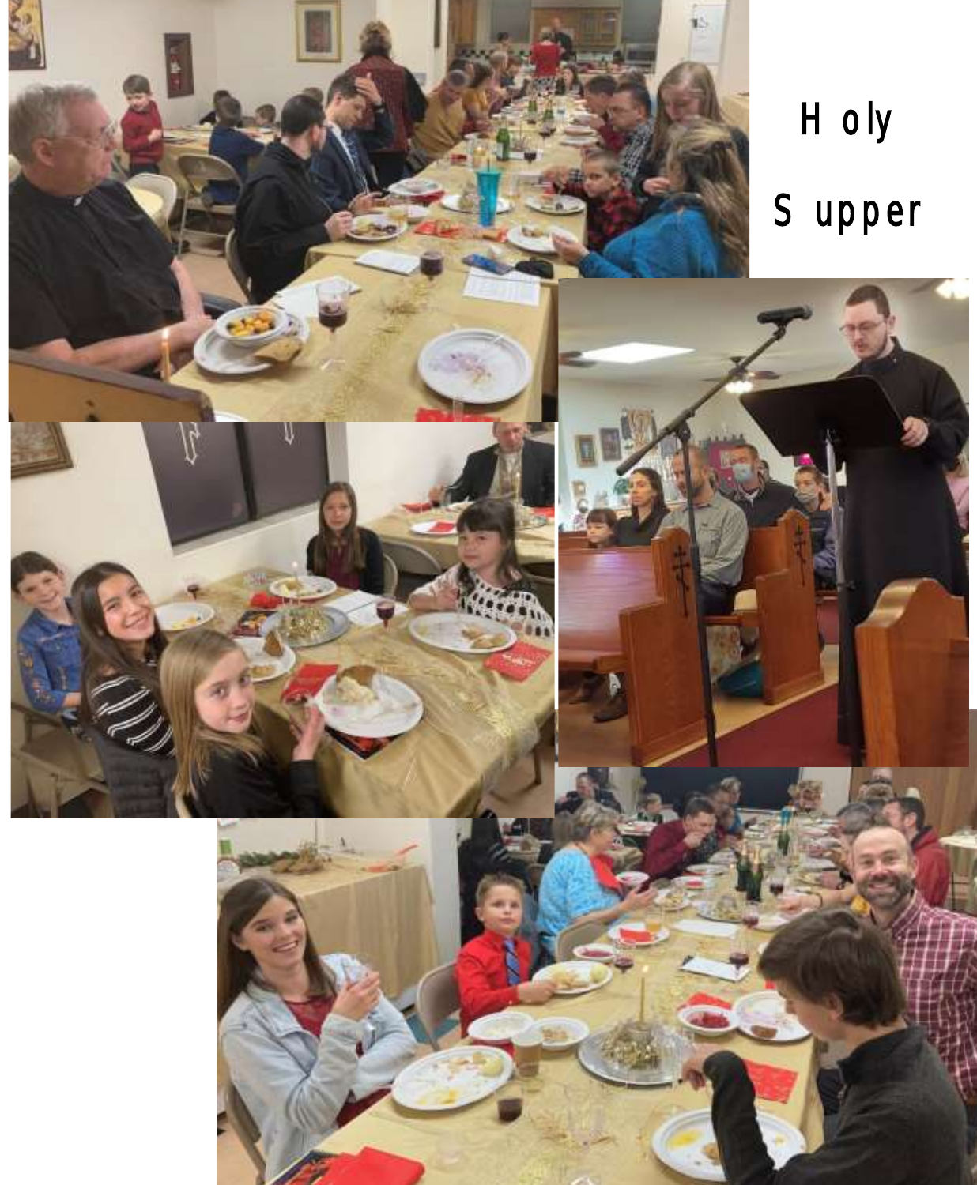# Holy Supper